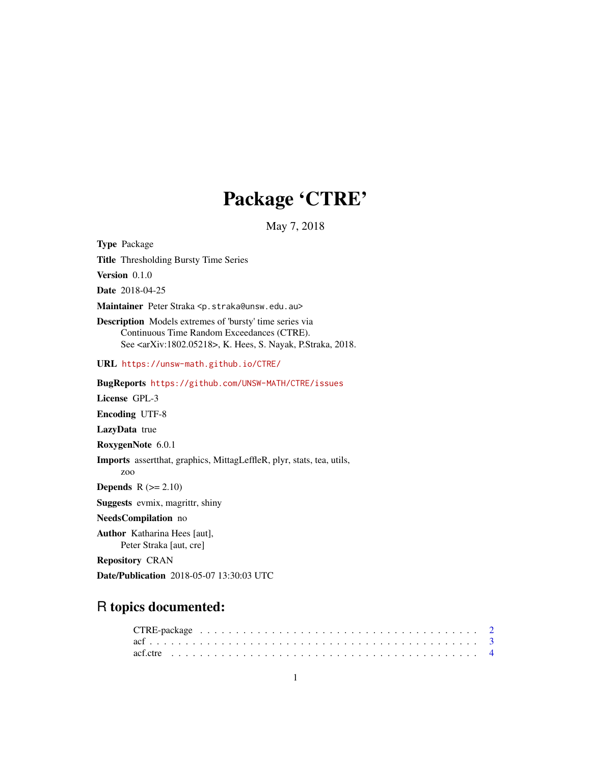# Package 'CTRE'

May 7, 2018

**Type** Package

**Title** Thresholding Bursty Time Series

**Version** 0.1.0

**Date** 2018-04-25

**Maintainer** Peter Straka <p.straka@unsw.edu.au>

**Description** Models extremes of 'bursty' time series via Continuous Time Random Exceedances (CTRE). See <arXiv:1802.05218>, K. Hees, S. Nayak, P.Straka, 2018.

**URL** https://unsw-math.github.io/CTRE/

**BugReports** https://github.com/UNSW-MATH/CTRE/issues

**License** GPL-3

**Encoding** UTF-8

**LazyData** true

**RoxygenNote** 6.0.1

**Imports** assertthat, graphics, MittagLeffleR, plyr, stats, tea, utils, zoo

**Depends** R (>= 2.10)

**Suggests** evmix, magrittr, shiny

**NeedsCompilation** no

**Author** Katharina Hees [aut], Peter Straka [aut, cre]

**Repository** CRAN

**Date/Publication** 2018-05-07 13:30:03 UTC

## R topics documented:

- CTRE-package . . . . . . . . . . . . . . . . . . . . . . . . . . . . . . . . . . . . . . 2
- acf . . . . . . . . . . . . . . . . . . . . . . . . . . . . . . . . . . . . . . . . . . . . 3
- acf.ctre . . . . . . . . . . . . . . . . . . . . . . . . . . . . . . . . . . . . . . . . . 4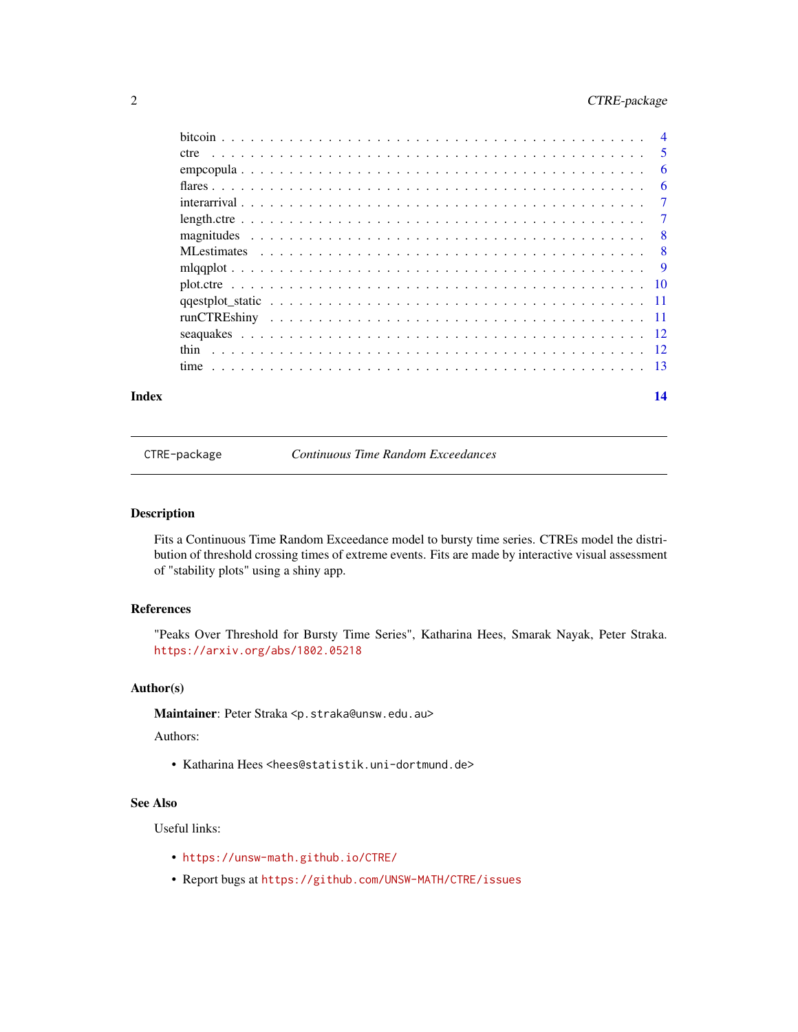bitcoin . . . . . . . . . . . . . . . . . . . . . . . . . . . . . . . . . . . . . . . . . . 4
ctre . . . . . . . . . . . . . . . . . . . . . . . . . . . . . . . . . . . . . . . . . . . . 5
empcopula . . . . . . . . . . . . . . . . . . . . . . . . . . . . . . . . . . . . . . . . . 6
flares . . . . . . . . . . . . . . . . . . . . . . . . . . . . . . . . . . . . . . . . . . . 6
interarrival . . . . . . . . . . . . . . . . . . . . . . . . . . . . . . . . . . . . . . . . 7
length.ctre . . . . . . . . . . . . . . . . . . . . . . . . . . . . . . . . . . . . . . . . 7
magnitudes . . . . . . . . . . . . . . . . . . . . . . . . . . . . . . . . . . . . . . . . 8
MLestimates . . . . . . . . . . . . . . . . . . . . . . . . . . . . . . . . . . . . . . . 8
mlqqplot . . . . . . . . . . . . . . . . . . . . . . . . . . . . . . . . . . . . . . . . . 9
plot.ctre . . . . . . . . . . . . . . . . . . . . . . . . . . . . . . . . . . . . . . . . . 10
qqestplot_static . . . . . . . . . . . . . . . . . . . . . . . . . . . . . . . . . . . . . 11
runCTREshiny . . . . . . . . . . . . . . . . . . . . . . . . . . . . . . . . . . . . . . 11
seaquakes . . . . . . . . . . . . . . . . . . . . . . . . . . . . . . . . . . . . . . . . 12
thin . . . . . . . . . . . . . . . . . . . . . . . . . . . . . . . . . . . . . . . . . . . 12
time . . . . . . . . . . . . . . . . . . . . . . . . . . . . . . . . . . . . . . . . . . . 13

**Index** **14**

---

`CTRE-package` *Continuous Time Random Exceedances*

---

### Description

Fits a Continuous Time Random Exceedance model to bursty time series. CTREs model the distribution of threshold crossing times of extreme events. Fits are made by interactive visual assessment of "stability plots" using a shiny app.

### References

"Peaks Over Threshold for Bursty Time Series", Katharina Hees, Smarak Nayak, Peter Straka. https://arxiv.org/abs/1802.05218

### Author(s)

**Maintainer**: Peter Straka <p.straka@unsw.edu.au>

Authors:

- Katharina Hees <hees@statistik.uni-dortmund.de>

### See Also

Useful links:

- https://unsw-math.github.io/CTRE/
- Report bugs at https://github.com/UNSW-MATH/CTRE/issues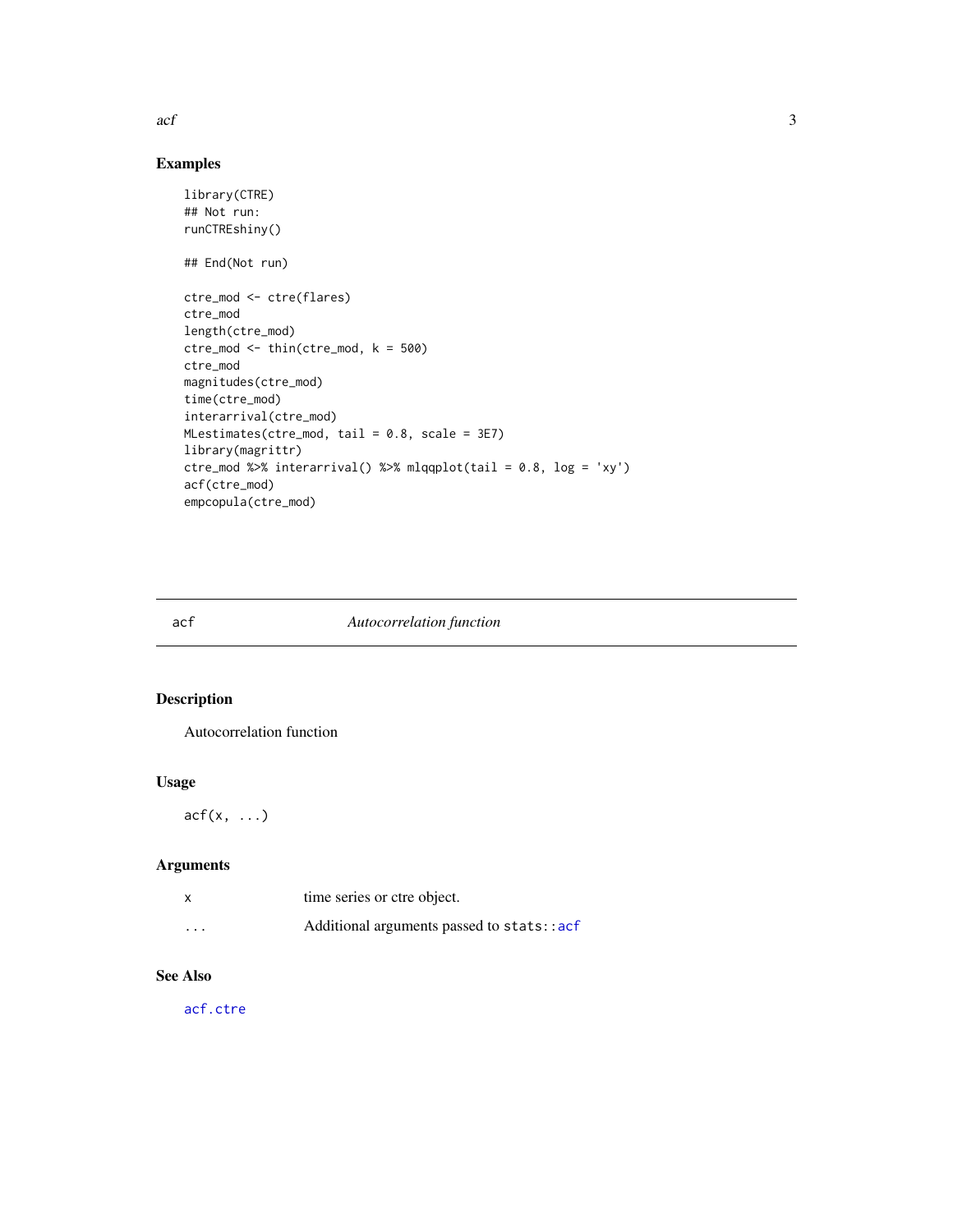## Examples

```
library(CTRE)
## Not run:
runCTREshiny()

## End(Not run)

ctre_mod <- ctre(flares)
ctre_mod
length(ctre_mod)
ctre_mod <- thin(ctre_mod, k = 500)
ctre_mod
magnitudes(ctre_mod)
time(ctre_mod)
interarrival(ctre_mod)
MLestimates(ctre_mod, tail = 0.8, scale = 3E7)
library(magrittr)
ctre_mod %>% interarrival() %>% mlqqplot(tail = 0.8, log = 'xy')
acf(ctre_mod)
empcopula(ctre_mod)
```

---

# acf — *Autocorrelation function*

---

## Description

Autocorrelation function

## Usage

```
acf(x, ...)
```

## Arguments

| | |
|---|---|
| x | time series or ctre object. |
| ... | Additional arguments passed to stats::acf |

## See Also

acf.ctre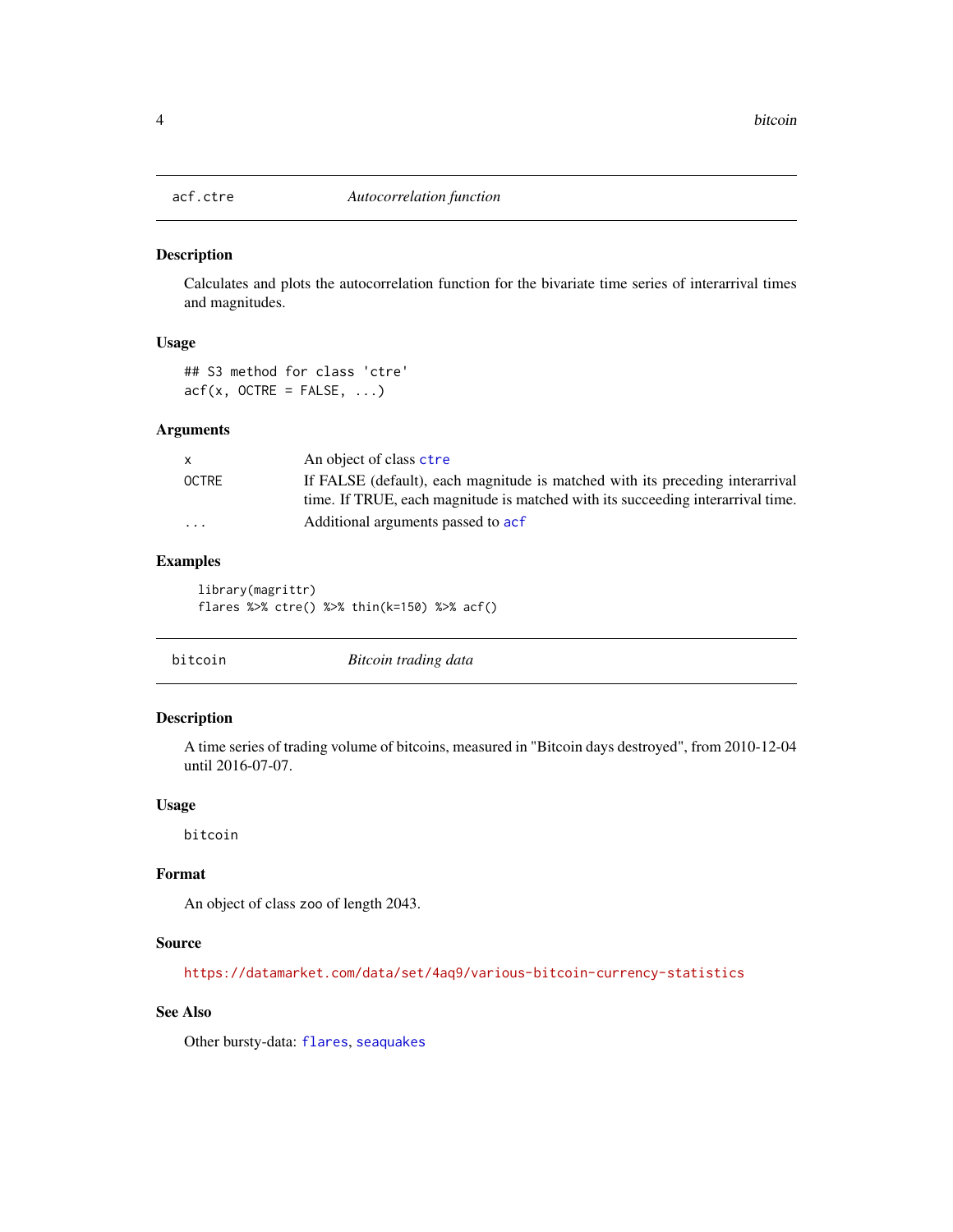## acf.ctre — *Autocorrelation function*

### Description

Calculates and plots the autocorrelation function for the bivariate time series of interarrival times and magnitudes.

### Usage

```
## S3 method for class 'ctre'
acf(x, OCTRE = FALSE, ...)
```

### Arguments

| | |
|---|---|
| x | An object of class ctre |
| OCTRE | If FALSE (default), each magnitude is matched with its preceding interarrival time. If TRUE, each magnitude is matched with its succeeding interarrival time. |
| ... | Additional arguments passed to acf |

### Examples

```
library(magrittr)
flares %>% ctre() %>% thin(k=150) %>% acf()
```

## bitcoin — *Bitcoin trading data*

### Description

A time series of trading volume of bitcoins, measured in "Bitcoin days destroyed", from 2010-12-04 until 2016-07-07.

### Usage

```
bitcoin
```

### Format

An object of class zoo of length 2043.

### Source

https://datamarket.com/data/set/4aq9/various-bitcoin-currency-statistics

### See Also

Other bursty-data: flares, seaquakes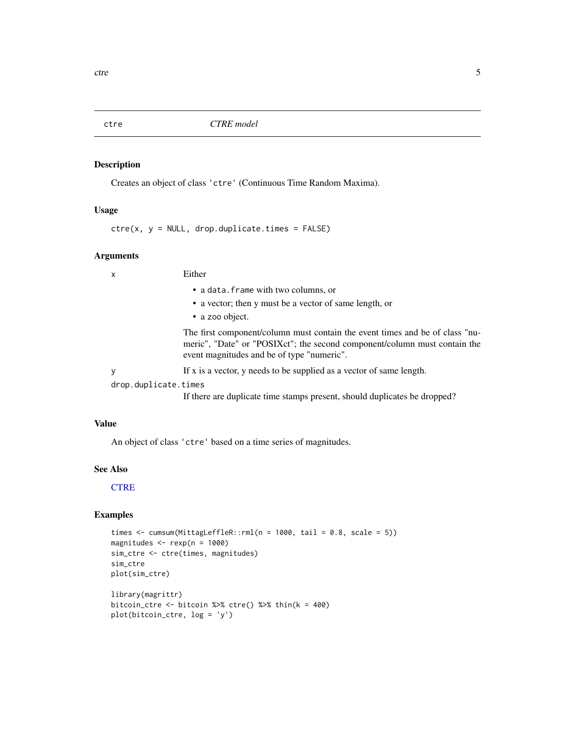# ctre — *CTRE model*

## Description

Creates an object of class 'ctre' (Continuous Time Random Maxima).

## Usage

```
ctre(x, y = NULL, drop.duplicate.times = FALSE)
```

## Arguments

| Argument | Description |
| --- | --- |
| `x` | Either<br>• a `data.frame` with two columns, or<br>• a vector; then y must be a vector of same length, or<br>• a `zoo` object.<br><br>The first component/column must contain the event times and be of class "numeric", "Date" or "POSIXct"; the second component/column must contain the event magnitudes and be of type "numeric". |
| `y` | If x is a vector, y needs to be supplied as a vector of same length. |
| `drop.duplicate.times` | If there are duplicate time stamps present, should duplicates be dropped? |

## Value

An object of class 'ctre' based on a time series of magnitudes.

## See Also

CTRE

## Examples

```
times <- cumsum(MittagLeffleR::rml(n = 1000, tail = 0.8, scale = 5))
magnitudes <- rexp(n = 1000)
sim_ctre <- ctre(times, magnitudes)
sim_ctre
plot(sim_ctre)

library(magrittr)
bitcoin_ctre <- bitcoin %>% ctre() %>% thin(k = 400)
plot(bitcoin_ctre, log = 'y')
```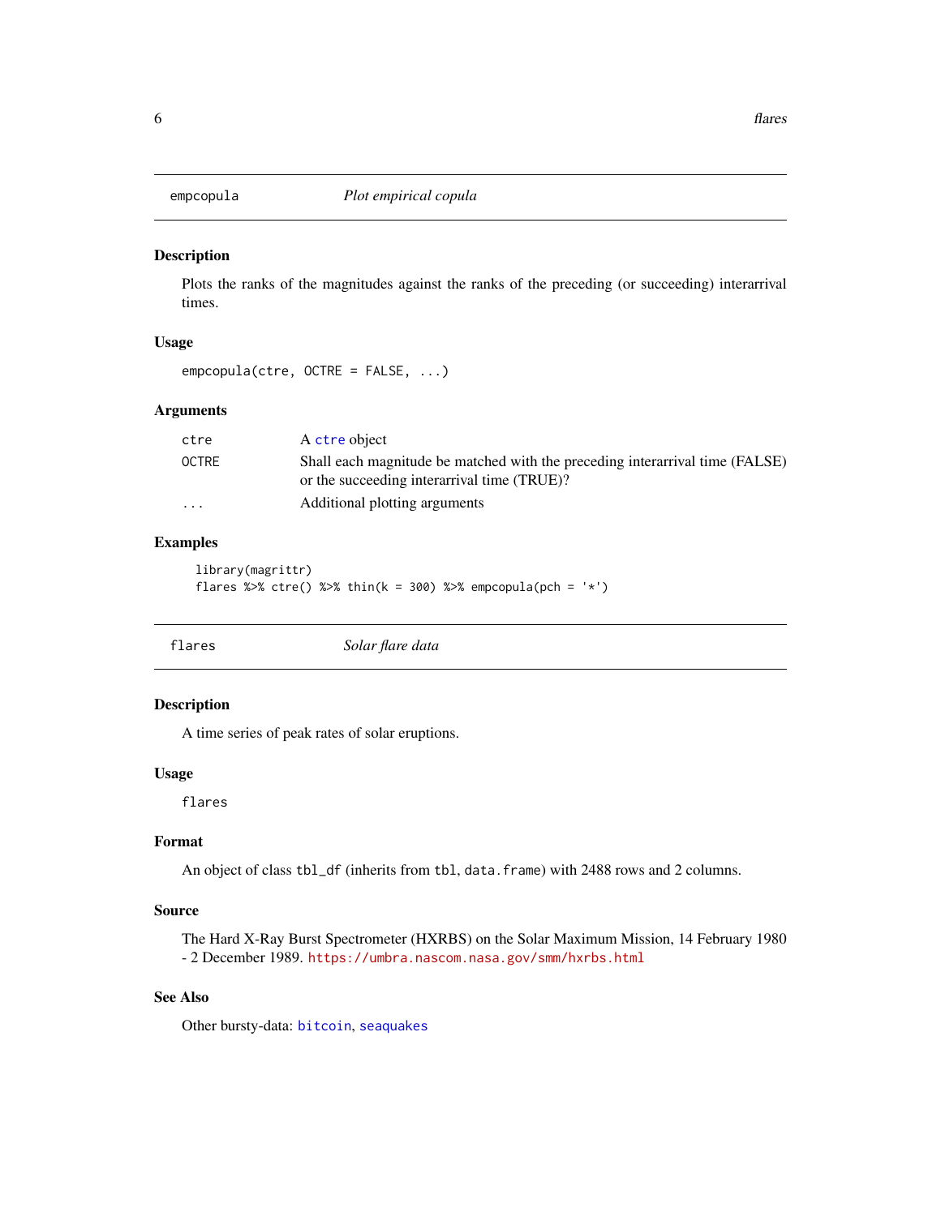## empcopula — *Plot empirical copula*

### Description

Plots the ranks of the magnitudes against the ranks of the preceding (or succeeding) interarrival times.

### Usage

```
empcopula(ctre, OCTRE = FALSE, ...)
```

### Arguments

| | |
|---|---|
| ctre | A ctre object |
| OCTRE | Shall each magnitude be matched with the preceding interarrival time (FALSE) or the succeeding interarrival time (TRUE)? |
| ... | Additional plotting arguments |

### Examples

```
library(magrittr)
flares %>% ctre() %>% thin(k = 300) %>% empcopula(pch = '*')
```

## flares — *Solar flare data*

### Description

A time series of peak rates of solar eruptions.

### Usage

```
flares
```

### Format

An object of class `tbl_df` (inherits from `tbl`, `data.frame`) with 2488 rows and 2 columns.

### Source

The Hard X-Ray Burst Spectrometer (HXRBS) on the Solar Maximum Mission, 14 February 1980 - 2 December 1989. https://umbra.nascom.nasa.gov/smm/hxrbs.html

### See Also

Other bursty-data: bitcoin, seaquakes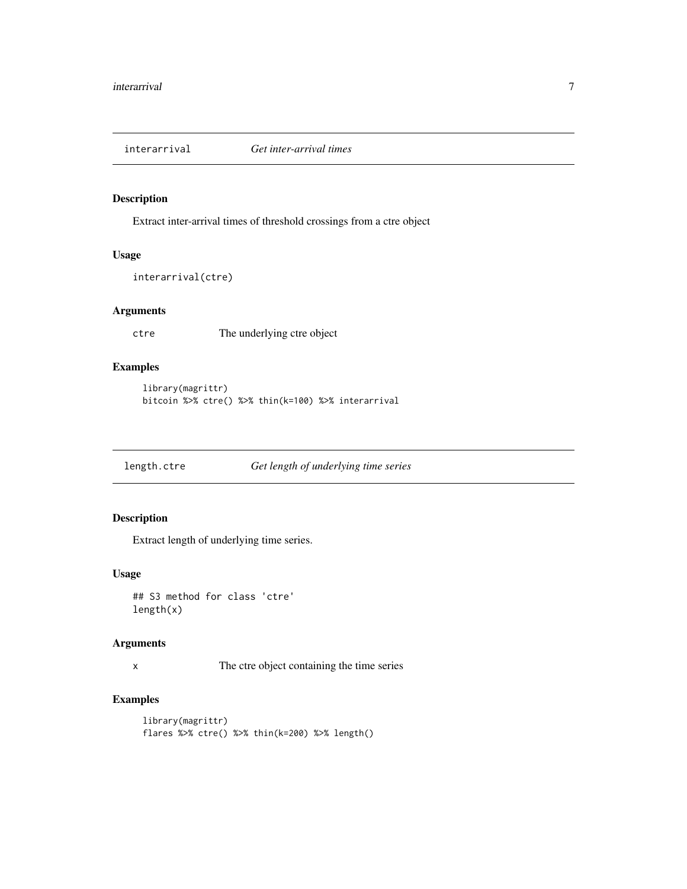## interarrival — *Get inter-arrival times*

### Description

Extract inter-arrival times of threshold crossings from a ctre object

### Usage

```
interarrival(ctre)
```

### Arguments

| | |
|---|---|
| ctre | The underlying ctre object |

### Examples

```
library(magrittr)
bitcoin %>% ctre() %>% thin(k=100) %>% interarrival
```

## length.ctre — *Get length of underlying time series*

### Description

Extract length of underlying time series.

### Usage

```
## S3 method for class 'ctre'
length(x)
```

### Arguments

| | |
|---|---|
| x | The ctre object containing the time series |

### Examples

```
library(magrittr)
flares %>% ctre() %>% thin(k=200) %>% length()
```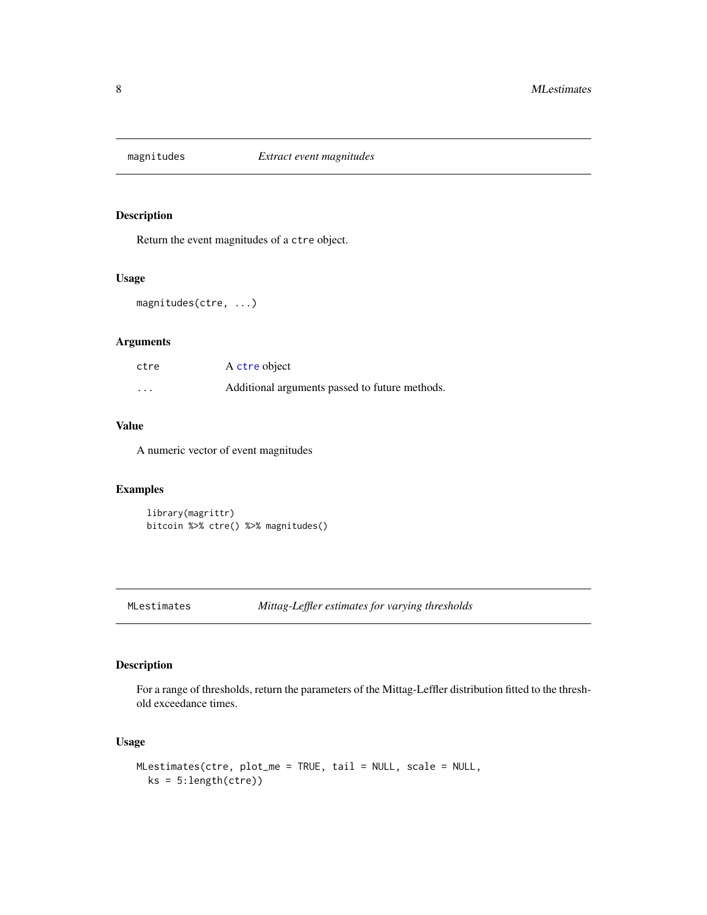## magnitudes *Extract event magnitudes*

### Description

Return the event magnitudes of a `ctre` object.

### Usage

```
magnitudes(ctre, ...)
```

### Arguments

| | |
|---|---|
| `ctre` | A `ctre` object |
| `...` | Additional arguments passed to future methods. |

### Value

A numeric vector of event magnitudes

### Examples

```
library(magrittr)
bitcoin %>% ctre() %>% magnitudes()
```

## MLestimates *Mittag-Leffler estimates for varying thresholds*

### Description

For a range of thresholds, return the parameters of the Mittag-Leffler distribution fitted to the threshold exceedance times.

### Usage

```
MLestimates(ctre, plot_me = TRUE, tail = NULL, scale = NULL,
  ks = 5:length(ctre))
```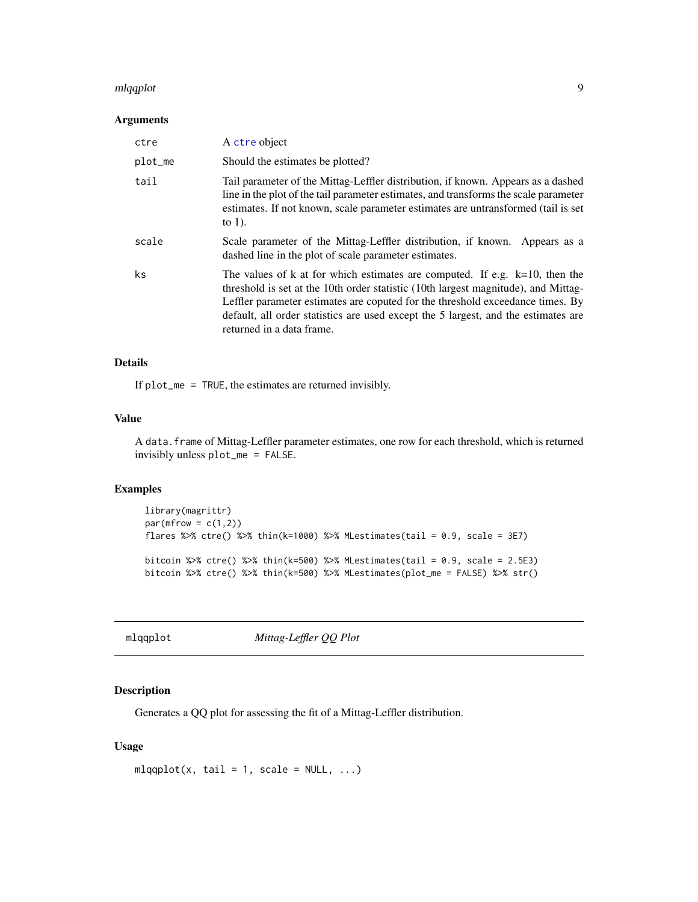### Arguments

| | |
|---|---|
| ctre | A `ctre` object |
| plot_me | Should the estimates be plotted? |
| tail | Tail parameter of the Mittag-Leffler distribution, if known. Appears as a dashed line in the plot of the tail parameter estimates, and transforms the scale parameter estimates. If not known, scale parameter estimates are untransformed (tail is set to 1). |
| scale | Scale parameter of the Mittag-Leffler distribution, if known. Appears as a dashed line in the plot of scale parameter estimates. |
| ks | The values of k at for which estimates are computed. If e.g. k=10, then the threshold is set at the 10th order statistic (10th largest magnitude), and Mittag-Leffler parameter estimates are coputed for the threshold exceedance times. By default, all order statistics are used except the 5 largest, and the estimates are returned in a data frame. |

### Details

If `plot_me = TRUE`, the estimates are returned invisibly.

### Value

A `data.frame` of Mittag-Leffler parameter estimates, one row for each threshold, which is returned invisibly unless `plot_me = FALSE`.

### Examples

```
library(magrittr)
par(mfrow = c(1,2))
flares %>% ctre() %>% thin(k=1000) %>% MLestimates(tail = 0.9, scale = 3E7)

bitcoin %>% ctre() %>% thin(k=500) %>% MLestimates(tail = 0.9, scale = 2.5E3)
bitcoin %>% ctre() %>% thin(k=500) %>% MLestimates(plot_me = FALSE) %>% str()
```

---

## mlqqplot — *Mittag-Leffler QQ Plot*

### Description

Generates a QQ plot for assessing the fit of a Mittag-Leffler distribution.

### Usage

```
mlqqplot(x, tail = 1, scale = NULL, ...)
```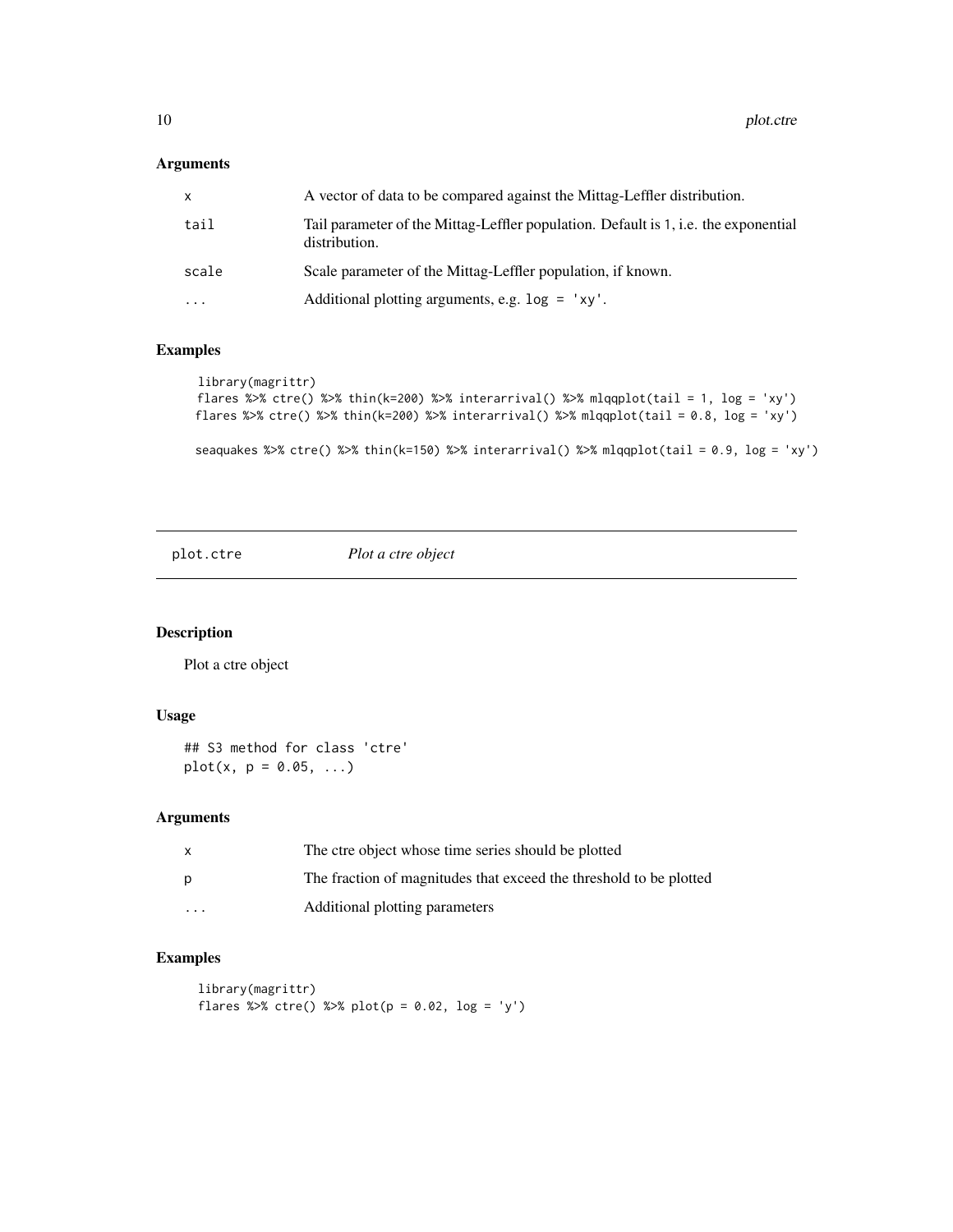### Arguments

| | |
|---|---|
| x | A vector of data to be compared against the Mittag-Leffler distribution. |
| tail | Tail parameter of the Mittag-Leffler population. Default is 1, i.e. the exponential distribution. |
| scale | Scale parameter of the Mittag-Leffler population, if known. |
| ... | Additional plotting arguments, e.g. log = 'xy'. |

### Examples

```
library(magrittr)
flares %>% ctre() %>% thin(k=200) %>% interarrival() %>% mlqqplot(tail = 1, log = 'xy')
flares %>% ctre() %>% thin(k=200) %>% interarrival() %>% mlqqplot(tail = 0.8, log = 'xy')

seaquakes %>% ctre() %>% thin(k=150) %>% interarrival() %>% mlqqplot(tail = 0.9, log = 'xy')
```

---

## plot.ctre &nbsp;&nbsp;&nbsp; *Plot a ctre object*

---

### Description

Plot a ctre object

### Usage

```
## S3 method for class 'ctre'
plot(x, p = 0.05, ...)
```

### Arguments

| | |
|---|---|
| x | The ctre object whose time series should be plotted |
| p | The fraction of magnitudes that exceed the threshold to be plotted |
| ... | Additional plotting parameters |

### Examples

```
library(magrittr)
flares %>% ctre() %>% plot(p = 0.02, log = 'y')
```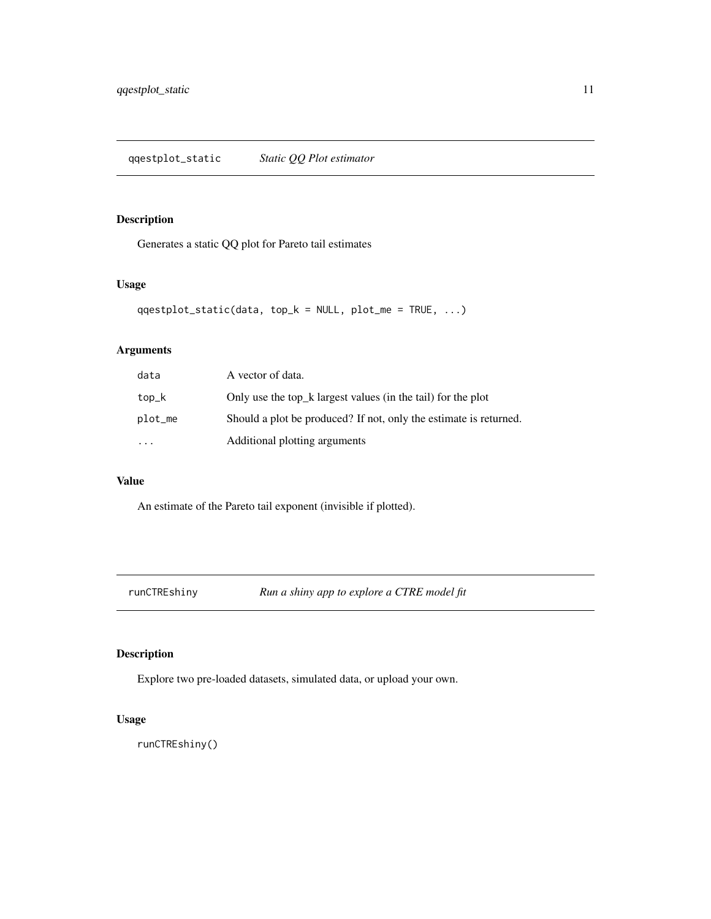## qqestplot_static *Static QQ Plot estimator*

### Description

Generates a static QQ plot for Pareto tail estimates

### Usage

```
qqestplot_static(data, top_k = NULL, plot_me = TRUE, ...)
```

### Arguments

| | |
|---|---|
| `data` | A vector of data. |
| `top_k` | Only use the top_k largest values (in the tail) for the plot |
| `plot_me` | Should a plot be produced? If not, only the estimate is returned. |
| `...` | Additional plotting arguments |

### Value

An estimate of the Pareto tail exponent (invisible if plotted).

## runCTREshiny *Run a shiny app to explore a CTRE model fit*

### Description

Explore two pre-loaded datasets, simulated data, or upload your own.

### Usage

```
runCTREshiny()
```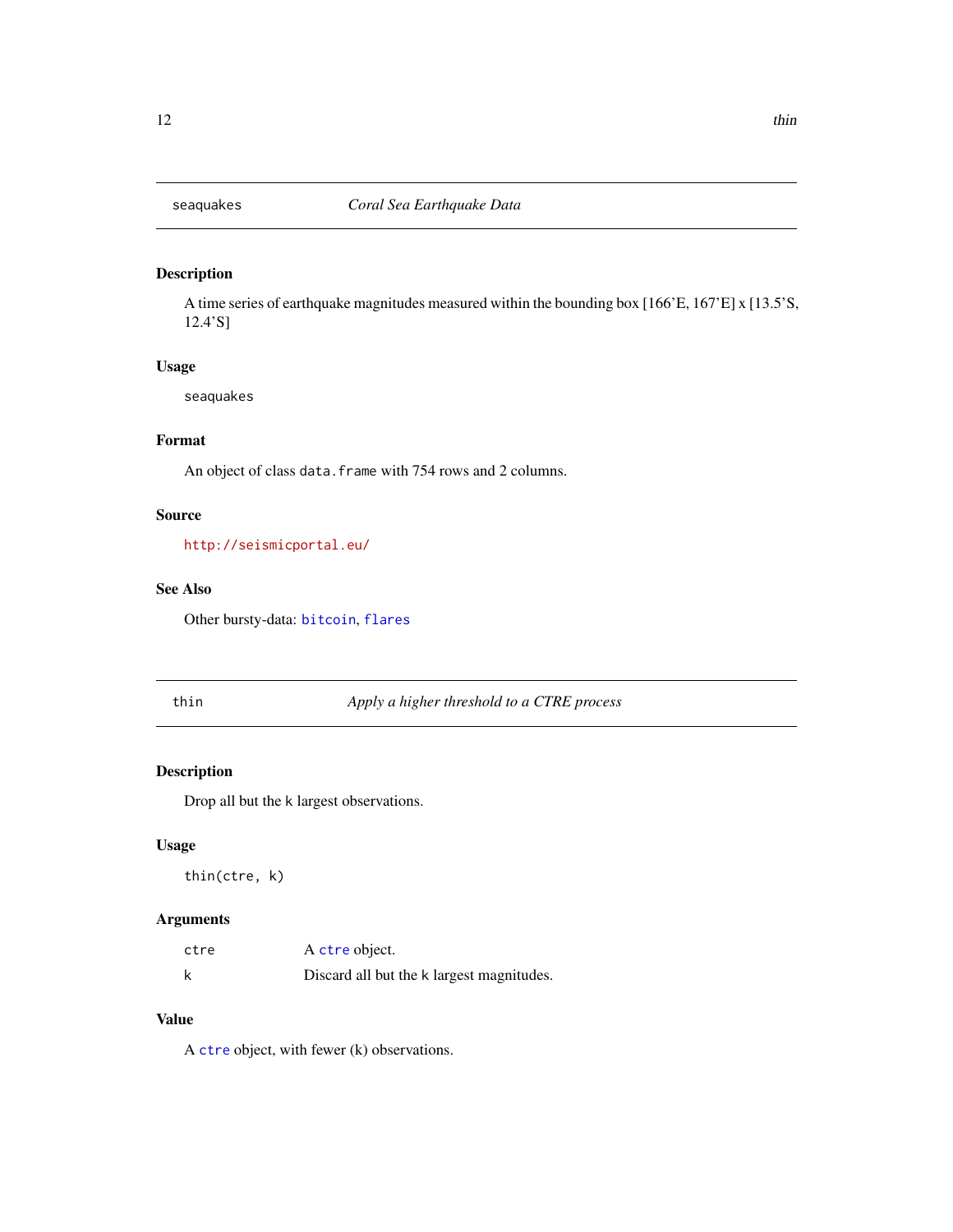## seaquakes — *Coral Sea Earthquake Data*

### Description

A time series of earthquake magnitudes measured within the bounding box [166'E, 167'E] x [13.5'S, 12.4'S]

### Usage

```
seaquakes
```

### Format

An object of class `data.frame` with 754 rows and 2 columns.

### Source

http://seismicportal.eu/

### See Also

Other bursty-data: `bitcoin`, `flares`

## thin — *Apply a higher threshold to a CTRE process*

### Description

Drop all but the `k` largest observations.

### Usage

```
thin(ctre, k)
```

### Arguments

| | |
|---|---|
| `ctre` | A `ctre` object. |
| `k` | Discard all but the `k` largest magnitudes. |

### Value

A `ctre` object, with fewer (k) observations.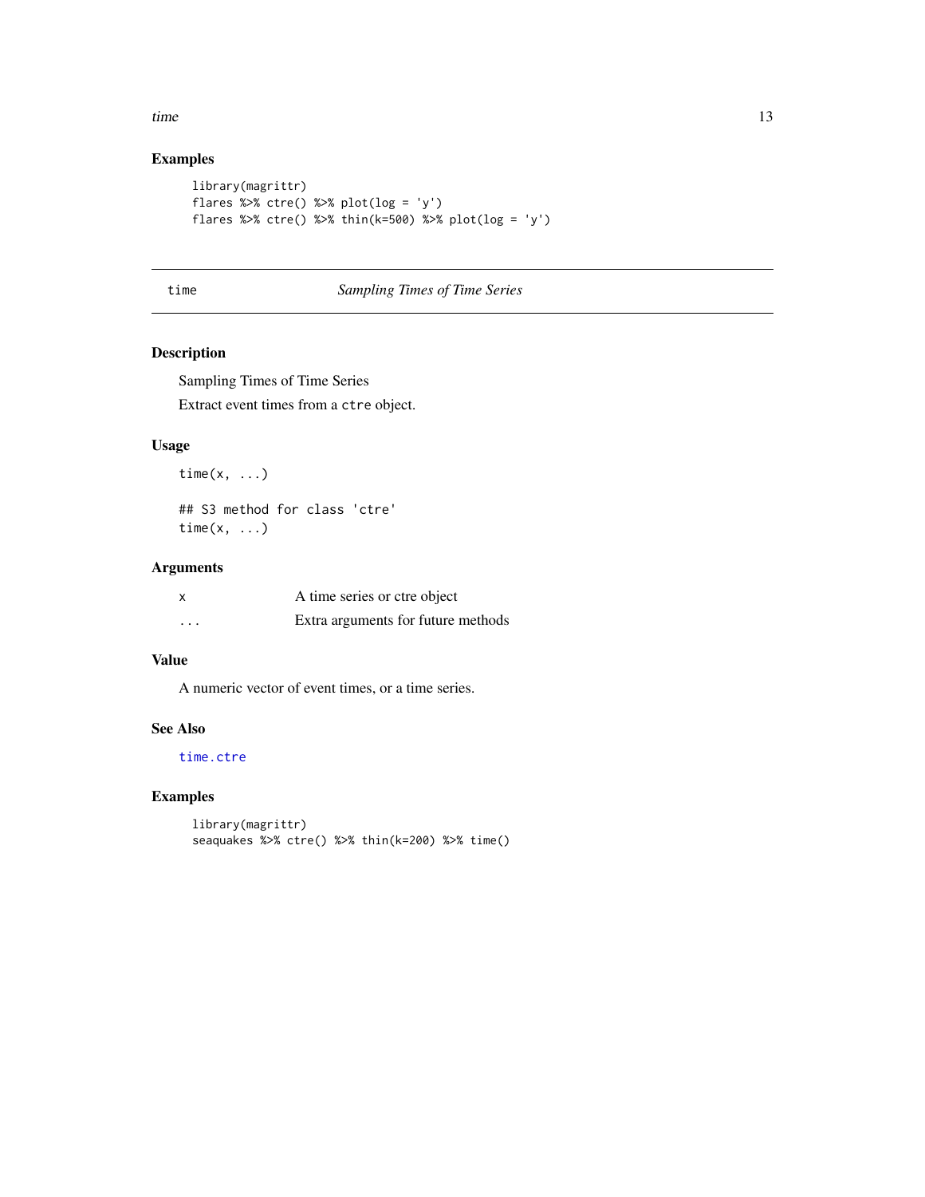### Examples

```
library(magrittr)
flares %>% ctre() %>% plot(log = 'y')
flares %>% ctre() %>% thin(k=500) %>% plot(log = 'y')
```

---

## time — *Sampling Times of Time Series*

---

### Description

Sampling Times of Time Series

Extract event times from a `ctre` object.

### Usage

```
time(x, ...)

## S3 method for class 'ctre'
time(x, ...)
```

### Arguments

| | |
|---|---|
| `x` | A time series or ctre object |
| `...` | Extra arguments for future methods |

### Value

A numeric vector of event times, or a time series.

### See Also

`time.ctre`

### Examples

```
library(magrittr)
seaquakes %>% ctre() %>% thin(k=200) %>% time()
```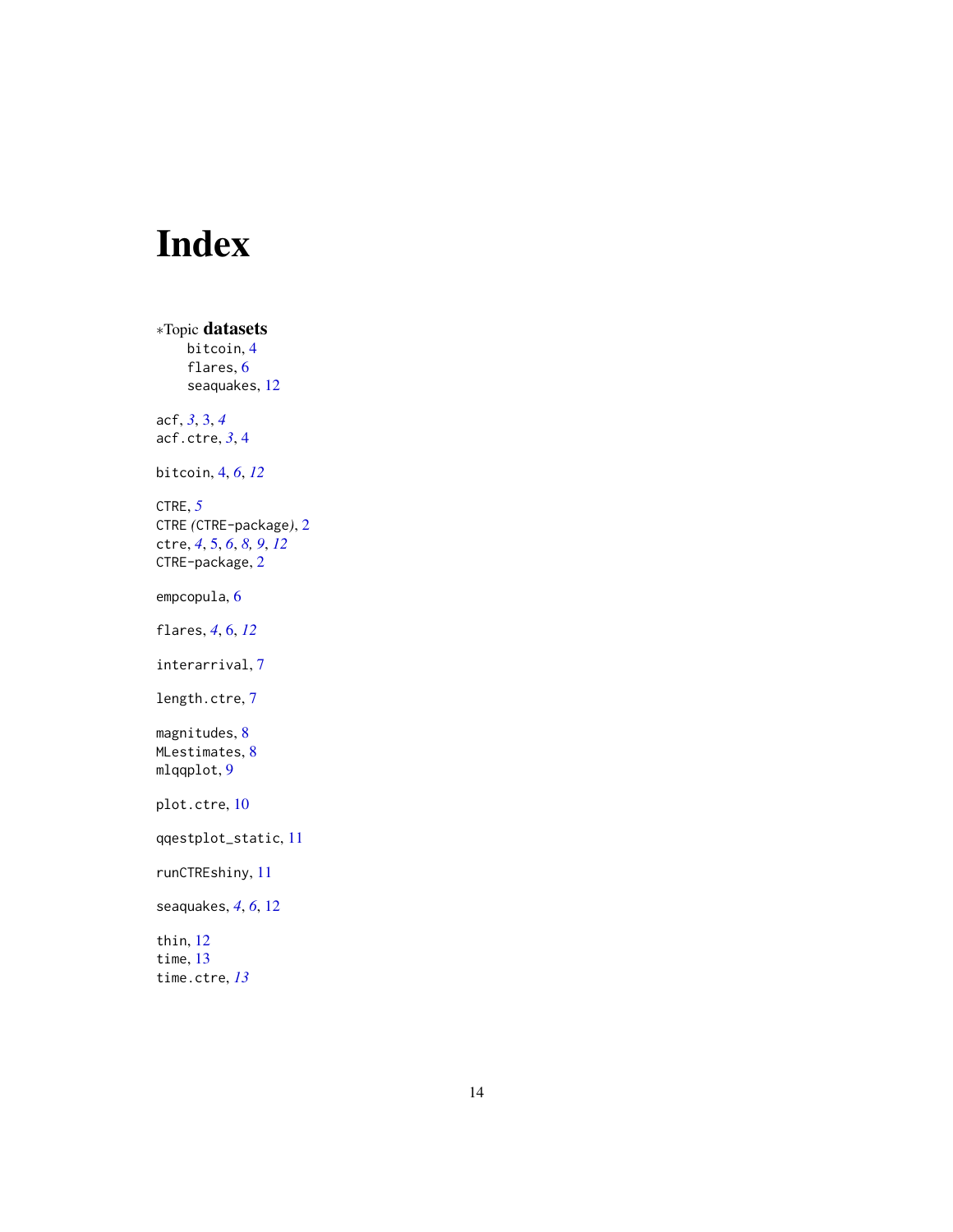# Index

∗Topic **datasets**

- bitcoin, 4
- flares, 6
- seaquakes, 12

acf, *3*, 3, *4*
acf.ctre, *3*, 4

bitcoin, 4, *6*, *12*

CTRE, *5*
CTRE *(*CTRE-package*)*, 2
ctre, *4*, 5, *6*, *8*, *9*, *12*
CTRE-package, 2

empcopula, 6

flares, *4*, 6, *12*

interarrival, 7

length.ctre, 7

magnitudes, 8
MLestimates, 8
mlqqplot, 9

plot.ctre, 10

qqestplot_static, 11

runCTREshiny, 11

seaquakes, *4*, *6*, 12

thin, 12
time, 13
time.ctre, *13*